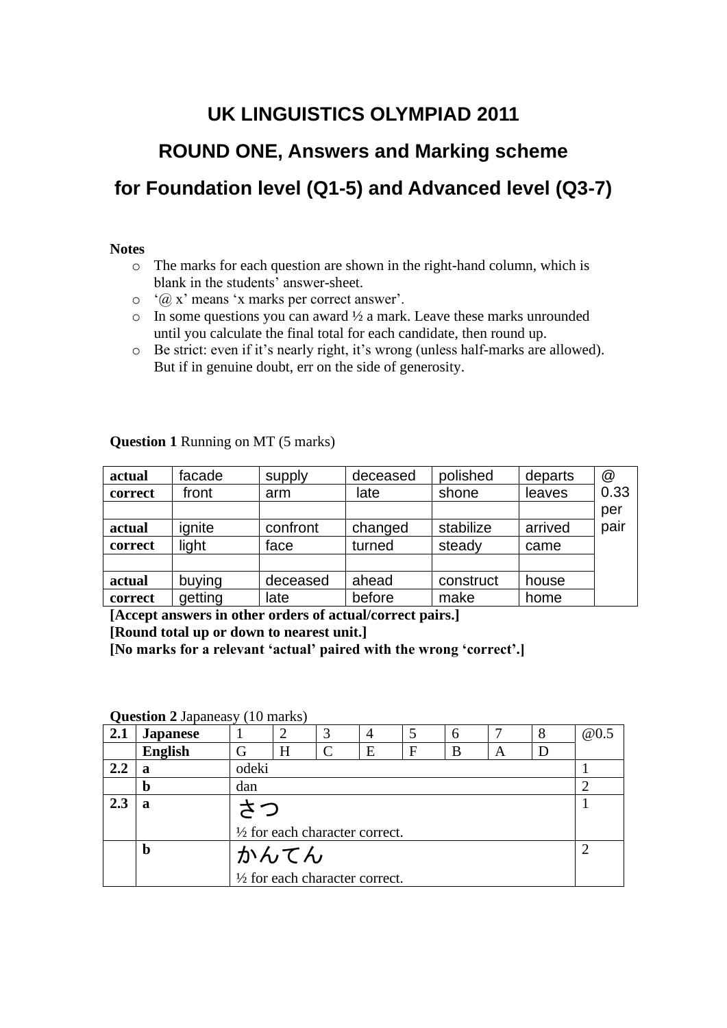# UK LINGUISTICS OLYMPIAD 2011

## ROUND ONE, Answers and Marking scheme

## for Foundation level (Q1-5) and Advanced level (Q3-7)

**Notes**

- The marks for each question are shown in the right-hand column, which is blank in the students' answer-sheet.
- '@ x' means 'x marks per correct answer'.
- In some questions you can award ½ a mark. Leave these marks unrounded until you calculate the final total for each candidate, then round up.
- Be strict: even if it's nearly right, it's wrong (unless half-marks are allowed). But if in genuine doubt, err on the side of generosity.

**Question 1** Running on MT (5 marks)

| | | | | | | |
|---|---|---|---|---|---|---|
| **actual** | facade | supply | deceased | polished | departs | @ 0.33 per pair |
| **correct** | front | arm | late | shone | leaves | |
| | | | | | | |
| **actual** | ignite | confront | changed | stabilize | arrived | |
| **correct** | light | face | turned | steady | came | |
| | | | | | | |
| **actual** | buying | deceased | ahead | construct | house | |
| **correct** | getting | late | before | make | home | |

**[Accept answers in other orders of actual/correct pairs.]**
**[Round total up or down to nearest unit.]**
**[No marks for a relevant 'actual' paired with the wrong 'correct'.]**

**Question 2** Japaneasy (10 marks)

| | | | | | | | | | | |
|---|---|---|---|---|---|---|---|---|---|---|
| **2.1** | **Japanese** | 1 | 2 | 3 | 4 | 5 | 6 | 7 | 8 | @0.5 |
| | **English** | G | H | C | E | F | B | A | D | |
| **2.2** | **a** | odeki | | | | | | | | 1 |
| | **b** | dan | | | | | | | | 2 |
| **2.3** | **a** | さつ<br>½ for each character correct. | | | | | | | | 1 |
| | **b** | かんてん<br>½ for each character correct. | | | | | | | | 2 |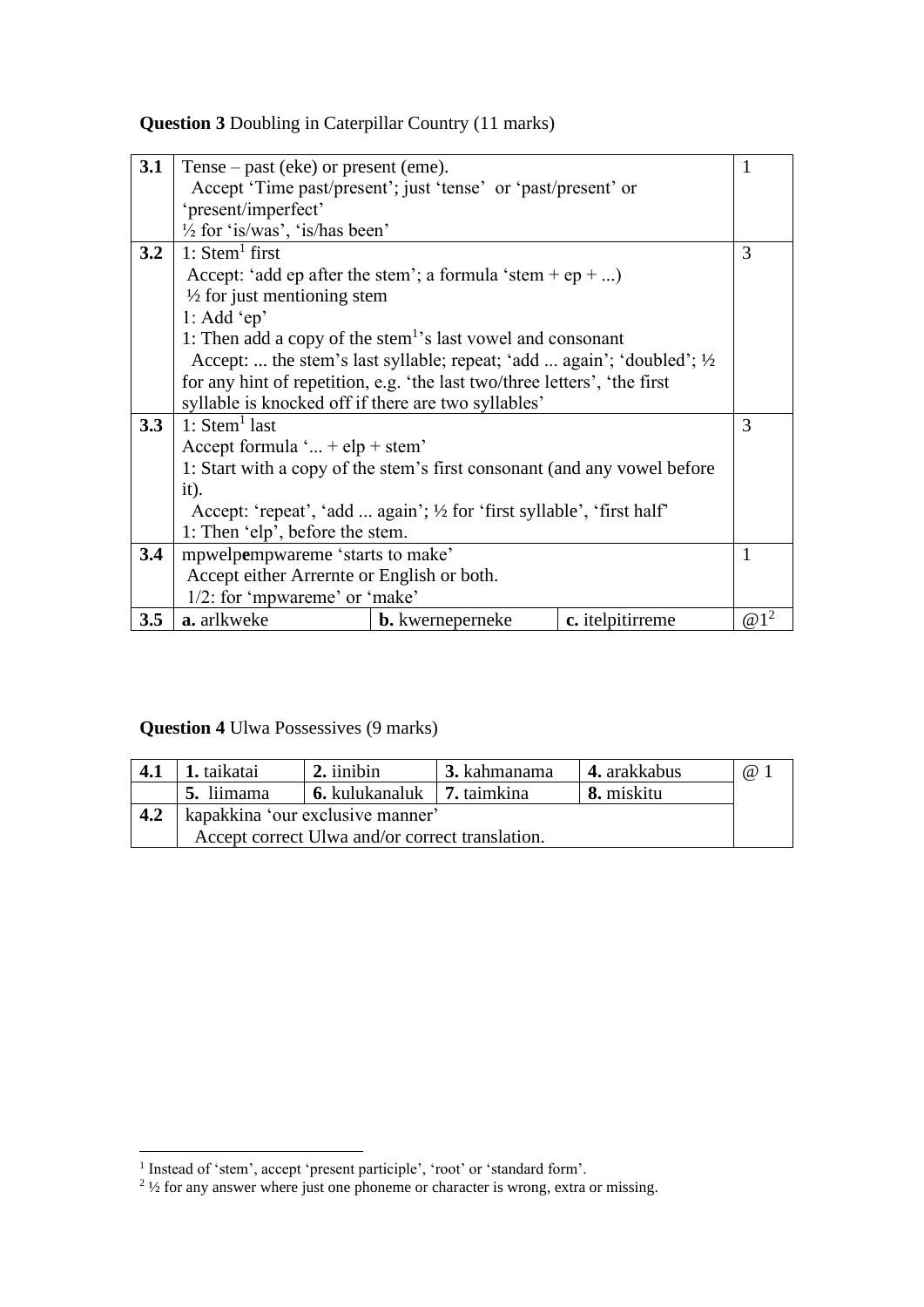**Question 3** Doubling in Caterpillar Country (11 marks)

| | | | | |
|---|---|---|---|---|
| **3.1** | Tense – past (eke) or present (eme).<br>Accept 'Time past/present'; just 'tense' or 'past/present' or 'present/imperfect'<br>½ for 'is/was', 'is/has been' | | | 1 |
| **3.2** | 1: Stem[1] first<br>Accept: 'add ep after the stem'; a formula 'stem + ep + ...)<br>½ for just mentioning stem<br>1: Add 'ep'<br>1: Then add a copy of the stem[1]'s last vowel and consonant<br>Accept: ... the stem's last syllable; repeat; 'add ... again'; 'doubled'; ½ for any hint of repetition, e.g. 'the last two/three letters', 'the first syllable is knocked off if there are two syllables' | | | 3 |
| **3.3** | 1: Stem[1] last<br>Accept formula '... + elp + stem'<br>1: Start with a copy of the stem's first consonant (and any vowel before it).<br>Accept: 'repeat', 'add ... again'; ½ for 'first syllable', 'first half'<br>1: Then 'elp', before the stem. | | | 3 |
| **3.4** | mpwelp**e**mpwareme 'starts to make'<br>Accept either Arrernte or English or both.<br>1/2: for 'mpwareme' or 'make' | | | 1 |
| **3.5** | **a.** arlkweke | **b.** kwerneperneke | **c.** itelpitirreme | @1[2] |

**Question 4** Ulwa Possessives (9 marks)

| | | | | | |
|---|---|---|---|---|---|
| **4.1** | **1.** taikatai | **2.** iinibin | **3.** kahmanama | **4.** arakkabus | @ 1 |
| | **5.** liimama | **6.** kulukanaluk | **7.** taimkina | **8.** miskitu | |
| **4.2** | kapakkina 'our exclusive manner'<br>Accept correct Ulwa and/or correct translation. | | | | |

[1] Instead of 'stem', accept 'present participle', 'root' or 'standard form'.

[2] ½ for any answer where just one phoneme or character is wrong, extra or missing.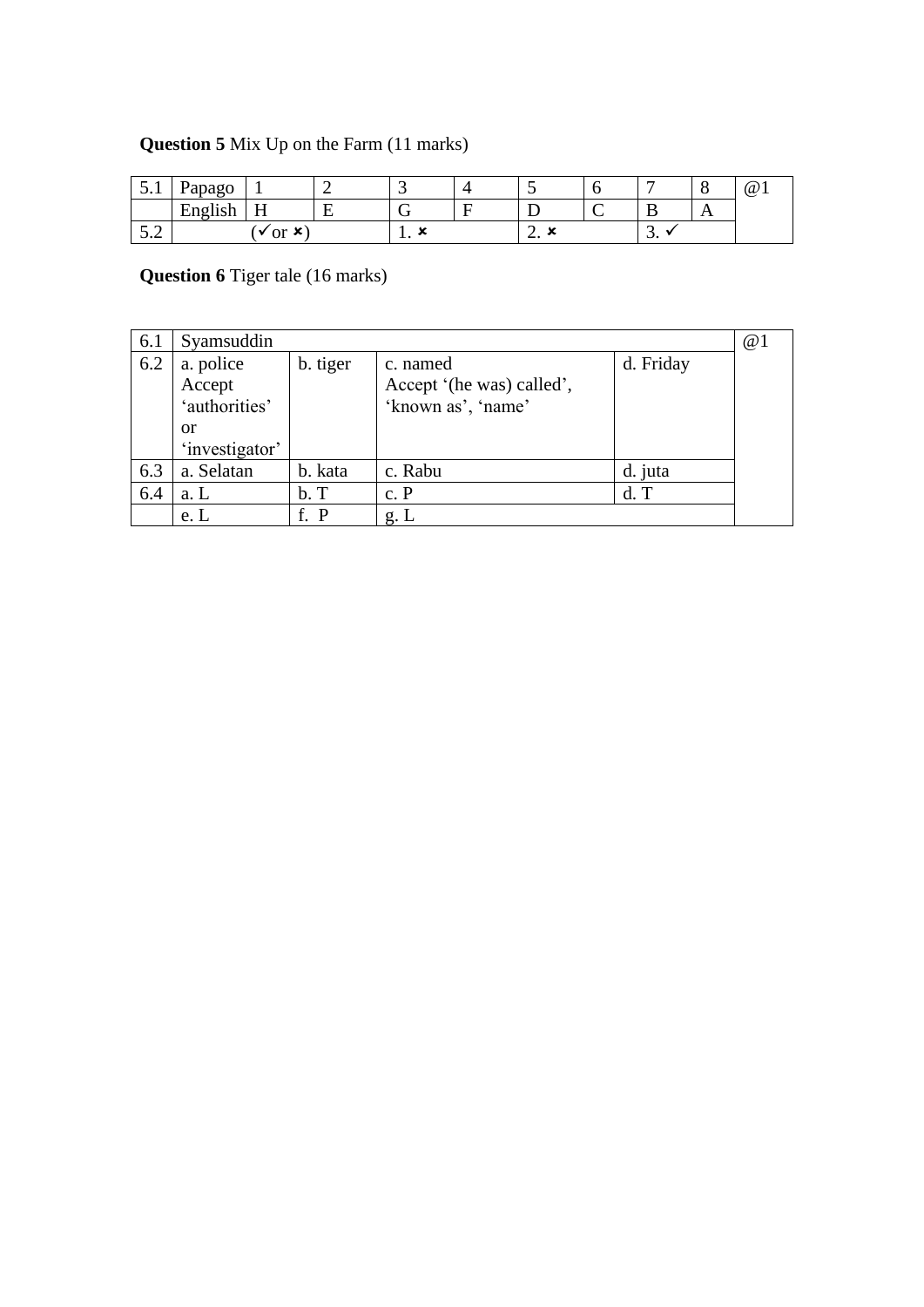**Question 5** Mix Up on the Farm (11 marks)

| 5.1 | Papago | 1 | 2 | 3 | 4 | 5 | 6 | 7 | 8 | @1 |
|---|---|---|---|---|---|---|---|---|---|---|
| | English | H | E | G | F | D | C | B | A | |
| 5.2 | (✓or ✗) | | | 1. ✗ | | 2. ✗ | | 3. ✓ | | |

**Question 6** Tiger tale (16 marks)

| 6.1 | Syamsuddin | | | | @1 |
|---|---|---|---|---|---|
| 6.2 | a. police Accept 'authorities' or 'investigator' | b. tiger | c. named Accept '(he was) called', 'known as', 'name' | d. Friday | |
| 6.3 | a. Selatan | b. kata | c. Rabu | d. juta | |
| 6.4 | a. L | b. T | c. P | d. T | |
| | e. L | f. P | g. L | | |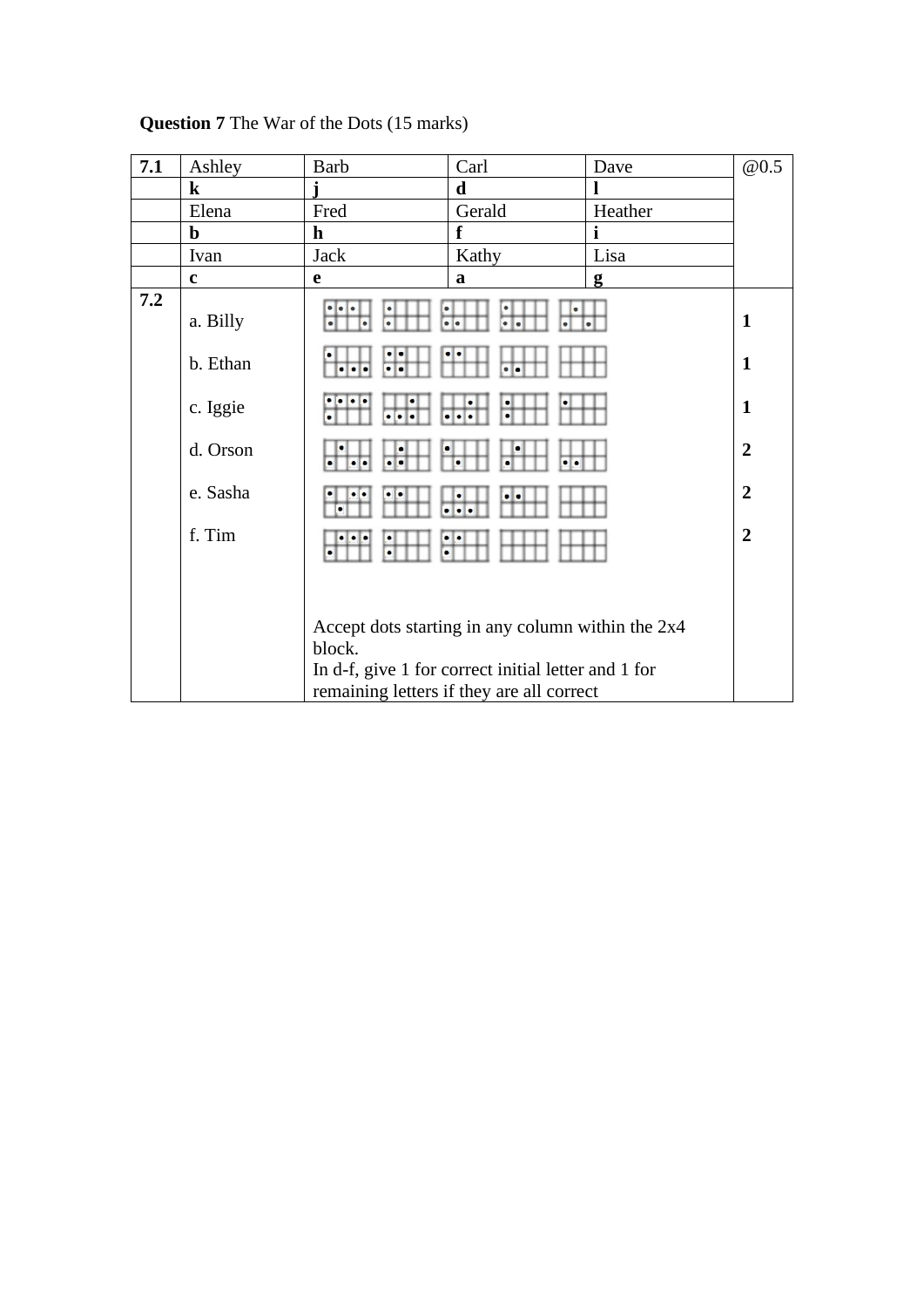**Question 7** The War of the Dots (15 marks)

| | | | | | |
|---|---|---|---|---|---|
| **7.1** | Ashley | Barb | Carl | Dave | @0.5 |
| | **k** | **j** | **d** | **l** | |
| | Elena | Fred | Gerald | Heather | |
| | **b** | **h** | **f** | **i** | |
| | Ivan | Jack | Kathy | Lisa | |
| | **c** | **e** | **a** | **g** | |
| **7.2** | a. Billy<br><br>b. Ethan<br><br>c. Iggie<br><br>d. Orson<br><br>e. Sasha<br><br>f. Tim | Accept dots starting in any column within the 2x4 block.<br>In d-f, give 1 for correct initial letter and 1 for remaining letters if they are all correct | | | **1**<br><br>**1**<br><br>**1**<br><br>**2**<br><br>**2**<br><br>**2** |